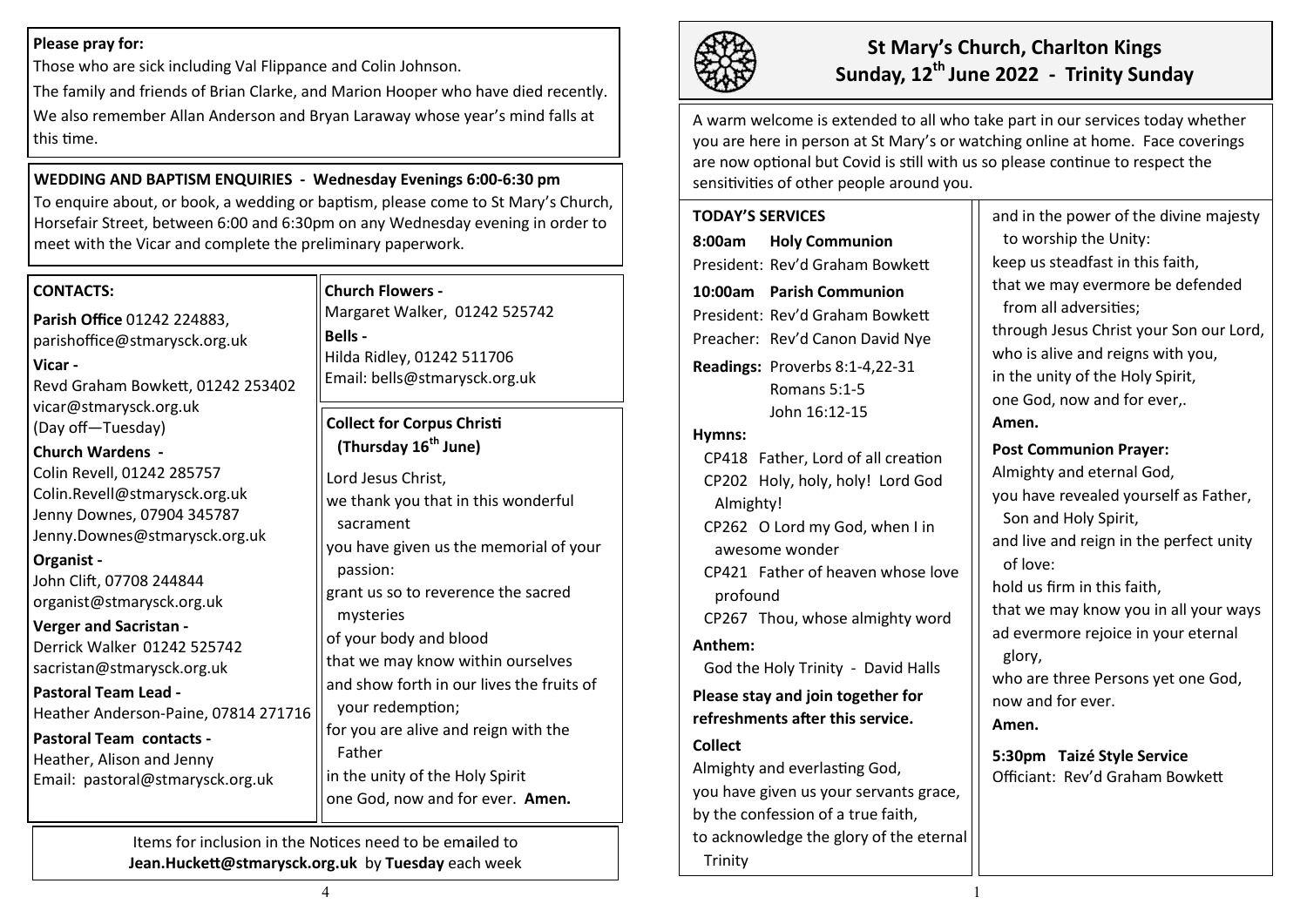# St Mary's Church, Charlton Kings

## Sunday, 12th June 2022 - Trinity Sunday

A warm welcome is extended to all who take part in our services today whether you are here in person at St Mary's or watching online at home. Face coverings are now optional but Covid is still with us so please continue to respect the sensitivities of other people around you.

### TODAY'S SERVICES

**8:00am Holy Communion**
President: Rev'd Graham Bowkett

**10:00am Parish Communion**
President: Rev'd Graham Bowkett
Preacher: Rev'd Canon David Nye

**Readings:** Proverbs 8:1-4,22-31
Romans 5:1-5
John 16:12-15

**Hymns:**

- CP418 Father, Lord of all creation
- CP202 Holy, holy, holy! Lord God Almighty!
- CP262 O Lord my God, when I in awesome wonder
- CP421 Father of heaven whose love profound
- CP267 Thou, whose almighty word

**Anthem:**
God the Holy Trinity - David Halls

**Please stay and join together for refreshments after this service.**

**Collect**

Almighty and everlasting God,
you have given us your servants grace,
by the confession of a true faith,
to acknowledge the glory of the eternal Trinity
and in the power of the divine majesty to worship the Unity:
keep us steadfast in this faith,
that we may evermore be defended from all adversities;
through Jesus Christ your Son our Lord,
who is alive and reigns with you,
in the unity of the Holy Spirit,
one God, now and for ever,.
**Amen.**

**Post Communion Prayer:**

Almighty and eternal God,
you have revealed yourself as Father, Son and Holy Spirit,
and live and reign in the perfect unity of love:
hold us firm in this faith,
that we may know you in all your ways
ad evermore rejoice in your eternal glory,
who are three Persons yet one God,
now and for ever.
**Amen.**

**5:30pm Taizé Style Service**
Officiant: Rev'd Graham Bowkett

---

**Please pray for:**

Those who are sick including Val Flippance and Colin Johnson.

The family and friends of Brian Clarke, and Marion Hooper who have died recently.

We also remember Allan Anderson and Bryan Laraway whose year's mind falls at this time.

**WEDDING AND BAPTISM ENQUIRIES - Wednesday Evenings 6:00-6:30 pm**

To enquire about, or book, a wedding or baptism, please come to St Mary's Church, Horsefair Street, between 6:00 and 6:30pm on any Wednesday evening in order to meet with the Vicar and complete the preliminary paperwork.

**CONTACTS:**

**Parish Office** 01242 224883, parishoffice@stmarysck.org.uk

**Vicar -**
Revd Graham Bowkett, 01242 253402
vicar@stmarysck.org.uk
(Day off—Tuesday)

**Church Wardens -**
Colin Revell, 01242 285757
Colin.Revell@stmarysck.org.uk
Jenny Downes, 07904 345787
Jenny.Downes@stmarysck.org.uk

**Organist -**
John Clift, 07708 244844
organist@stmarysck.org.uk

**Verger and Sacristan -**
Derrick Walker 01242 525742
sacristan@stmarysck.org.uk

**Pastoral Team Lead -**
Heather Anderson-Paine, 07814 271716

**Pastoral Team contacts -**
Heather, Alison and Jenny
Email: pastoral@stmarysck.org.uk

**Church Flowers -**
Margaret Walker, 01242 525742

**Bells -**
Hilda Ridley, 01242 511706
Email: bells@stmarysck.org.uk

**Collect for Corpus Christi (Thursday 16th June)**

Lord Jesus Christ,
we thank you that in this wonderful sacrament
you have given us the memorial of your passion:
grant us so to reverence the sacred mysteries
of your body and blood
that we may know within ourselves
and show forth in our lives the fruits of your redemption;
for you are alive and reign with the Father
in the unity of the Holy Spirit
one God, now and for ever. **Amen.**

Items for inclusion in the Notices need to be emailed to **Jean.Huckett@stmarysck.org.uk** by **Tuesday** each week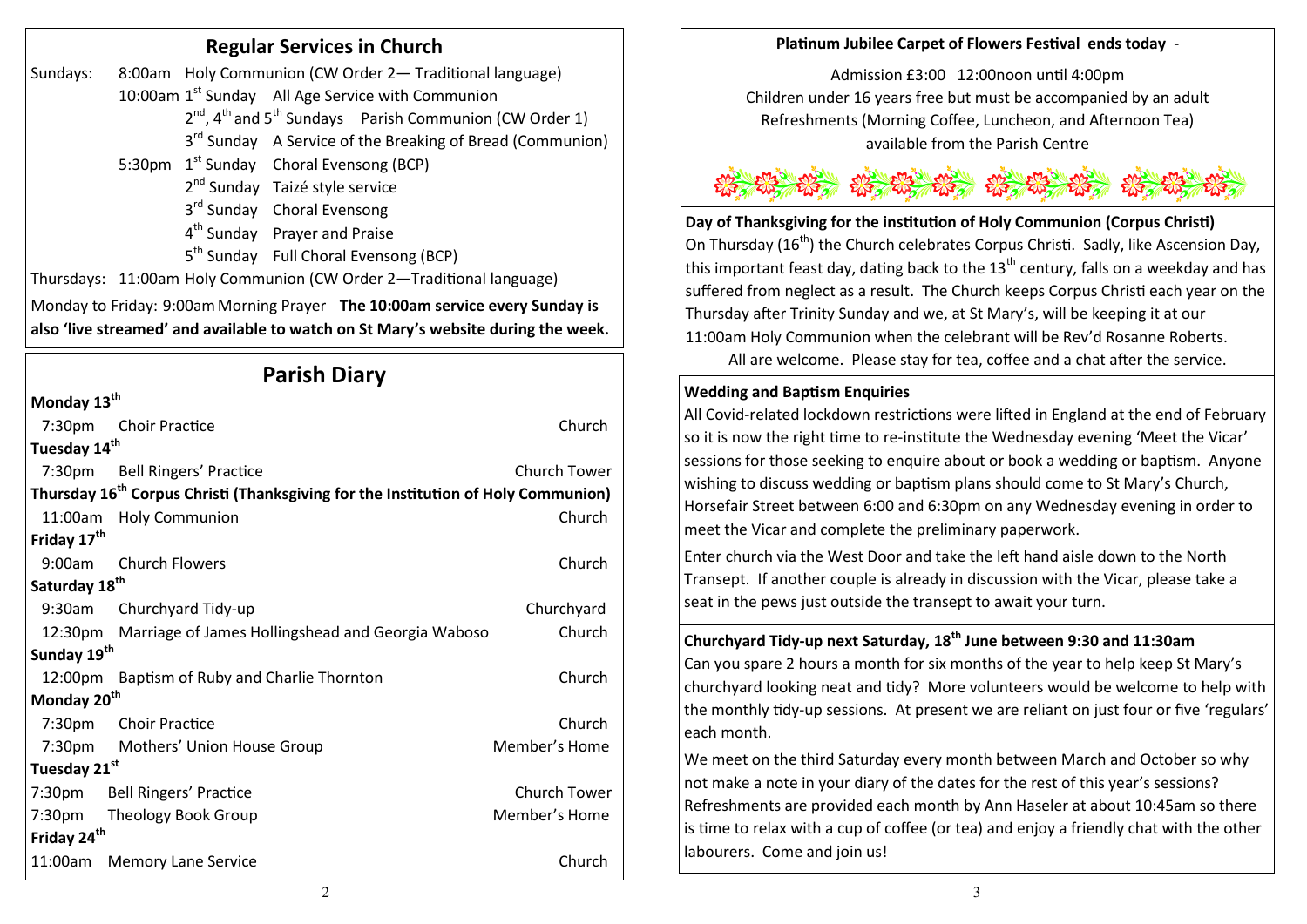## Regular Services in Church

Sundays: 8:00am Holy Communion (CW Order 2— Traditional language)

10:00am 1st Sunday All Age Service with Communion

2nd, 4th and 5th Sundays Parish Communion (CW Order 1)

3rd Sunday A Service of the Breaking of Bread (Communion)

5:30pm 1st Sunday Choral Evensong (BCP)

2nd Sunday Taizé style service

3rd Sunday Choral Evensong

4th Sunday Prayer and Praise

5th Sunday Full Choral Evensong (BCP)

Thursdays: 11:00am Holy Communion (CW Order 2—Traditional language)

Monday to Friday: 9:00am Morning Prayer **The 10:00am service every Sunday is also 'live streamed' and available to watch on St Mary's website during the week.**

## Parish Diary

**Monday 13th**

| | | |
|---|---|---|
| 7:30pm | Choir Practice | Church |

**Tuesday 14th**

| | | |
|---|---|---|
| 7:30pm | Bell Ringers' Practice | Church Tower |

**Thursday 16th Corpus Christi (Thanksgiving for the Institution of Holy Communion)**

| | | |
|---|---|---|
| 11:00am | Holy Communion | Church |

**Friday 17th**

| | | |
|---|---|---|
| 9:00am | Church Flowers | Church |

**Saturday 18th**

| | | |
|---|---|---|
| 9:30am | Churchyard Tidy-up | Churchyard |
| 12:30pm | Marriage of James Hollingshead and Georgia Waboso | Church |

**Sunday 19th**

| | | |
|---|---|---|
| 12:00pm | Baptism of Ruby and Charlie Thornton | Church |

**Monday 20th**

| | | |
|---|---|---|
| 7:30pm | Choir Practice | Church |
| 7:30pm | Mothers' Union House Group | Member's Home |

**Tuesday 21st**

| | | |
|---|---|---|
| 7:30pm | Bell Ringers' Practice | Church Tower |
| 7:30pm | Theology Book Group | Member's Home |

**Friday 24th**

| | | |
|---|---|---|
| 11:00am | Memory Lane Service | Church |

**Platinum Jubilee Carpet of Flowers Festival ends today** -

Admission £3:00 12:00noon until 4:00pm
Children under 16 years free but must be accompanied by an adult
Refreshments (Morning Coffee, Luncheon, and Afternoon Tea)
available from the Parish Centre

**Day of Thanksgiving for the institution of Holy Communion (Corpus Christi)**

On Thursday (16th) the Church celebrates Corpus Christi. Sadly, like Ascension Day, this important feast day, dating back to the 13th century, falls on a weekday and has suffered from neglect as a result. The Church keeps Corpus Christi each year on the Thursday after Trinity Sunday and we, at St Mary's, will be keeping it at our 11:00am Holy Communion when the celebrant will be Rev'd Rosanne Roberts.

All are welcome. Please stay for tea, coffee and a chat after the service.

**Wedding and Baptism Enquiries**

All Covid-related lockdown restrictions were lifted in England at the end of February so it is now the right time to re-institute the Wednesday evening 'Meet the Vicar' sessions for those seeking to enquire about or book a wedding or baptism. Anyone wishing to discuss wedding or baptism plans should come to St Mary's Church, Horsefair Street between 6:00 and 6:30pm on any Wednesday evening in order to meet the Vicar and complete the preliminary paperwork.

Enter church via the West Door and take the left hand aisle down to the North Transept. If another couple is already in discussion with the Vicar, please take a seat in the pews just outside the transept to await your turn.

**Churchyard Tidy-up next Saturday, 18th June between 9:30 and 11:30am**

Can you spare 2 hours a month for six months of the year to help keep St Mary's churchyard looking neat and tidy? More volunteers would be welcome to help with the monthly tidy-up sessions. At present we are reliant on just four or five 'regulars' each month.

We meet on the third Saturday every month between March and October so why not make a note in your diary of the dates for the rest of this year's sessions? Refreshments are provided each month by Ann Haseler at about 10:45am so there is time to relax with a cup of coffee (or tea) and enjoy a friendly chat with the other labourers. Come and join us!